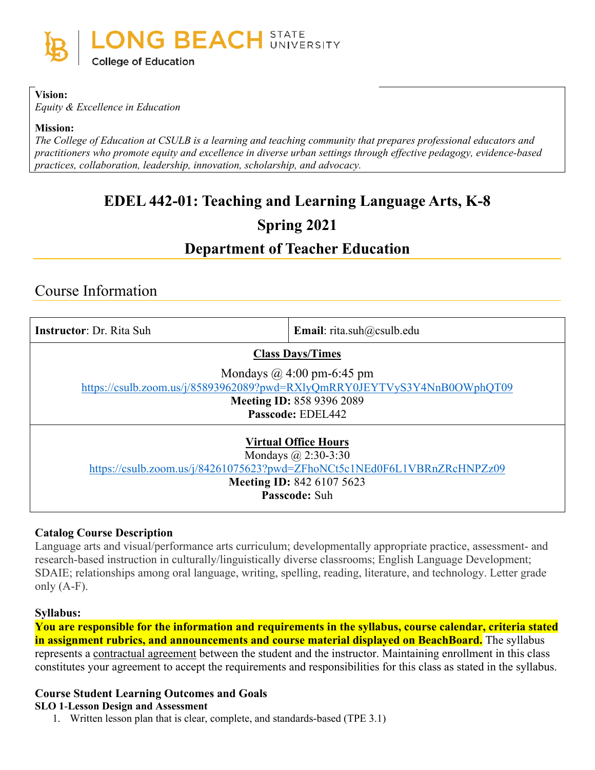LONG BEACH STATE UNIVERSITY
College of Education

**Vision:**
*Equity & Excellence in Education*

**Mission:**
*The College of Education at CSULB is a learning and teaching community that prepares professional educators and practitioners who promote equity and excellence in diverse urban settings through effective pedagogy, evidence-based practices, collaboration, leadership, innovation, scholarship, and advocacy.*

# EDEL 442-01: Teaching and Learning Language Arts, K-8

## Spring 2021

## Department of Teacher Education

## Course Information

| **Instructor**: Dr. Rita Suh | **Email**: rita.suh@csulb.edu |
|---|---|
| **Class Days/Times**<br>Mondays @ 4:00 pm-6:45 pm<br>https://csulb.zoom.us/j/85893962089?pwd=RXlyQmRRY0JEYTVyS3Y4NnB0OWphQT09<br>**Meeting ID:** 858 9396 2089<br>**Passcode:** EDEL442 | |
| **Virtual Office Hours**<br>Mondays @ 2:30-3:30<br>https://csulb.zoom.us/j/84261075623?pwd=ZFhoNCt5c1NEd0F6L1VBRnZRcHNPZz09<br>**Meeting ID:** 842 6107 5623<br>**Passcode:** Suh | |

**Catalog Course Description**

Language arts and visual/performance arts curriculum; developmentally appropriate practice, assessment- and research-based instruction in culturally/linguistically diverse classrooms; English Language Development; SDAIE; relationships among oral language, writing, spelling, reading, literature, and technology. Letter grade only (A-F).

**Syllabus:**

**You are responsible for the information and requirements in the syllabus, course calendar, criteria stated in assignment rubrics, and announcements and course material displayed on BeachBoard.** The syllabus represents a contractual agreement between the student and the instructor. Maintaining enrollment in this class constitutes your agreement to accept the requirements and responsibilities for this class as stated in the syllabus.

**Course Student Learning Outcomes and Goals**

**SLO 1-Lesson Design and Assessment**

1. Written lesson plan that is clear, complete, and standards-based (TPE 3.1)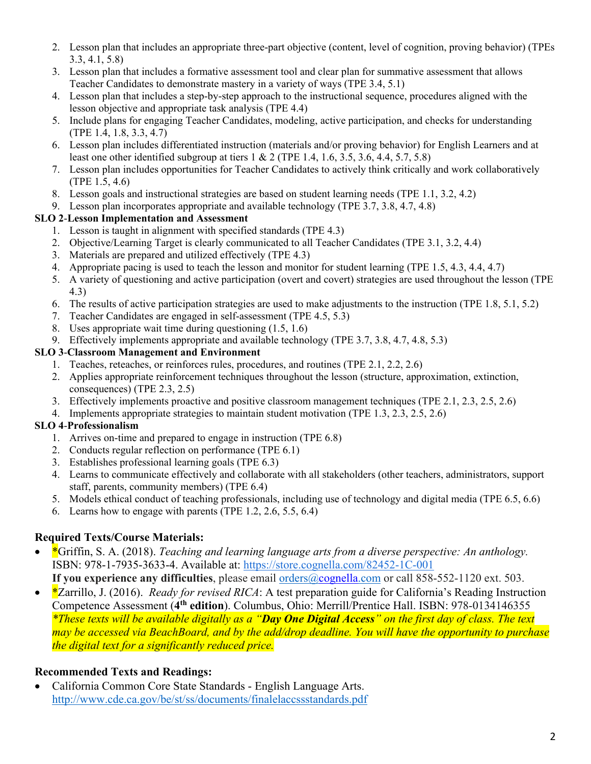2. Lesson plan that includes an appropriate three-part objective (content, level of cognition, proving behavior) (TPEs 3.3, 4.1, 5.8)
3. Lesson plan that includes a formative assessment tool and clear plan for summative assessment that allows Teacher Candidates to demonstrate mastery in a variety of ways (TPE 3.4, 5.1)
4. Lesson plan that includes a step-by-step approach to the instructional sequence, procedures aligned with the lesson objective and appropriate task analysis (TPE 4.4)
5. Include plans for engaging Teacher Candidates, modeling, active participation, and checks for understanding (TPE 1.4, 1.8, 3.3, 4.7)
6. Lesson plan includes differentiated instruction (materials and/or proving behavior) for English Learners and at least one other identified subgroup at tiers 1 & 2 (TPE 1.4, 1.6, 3.5, 3.6, 4.4, 5.7, 5.8)
7. Lesson plan includes opportunities for Teacher Candidates to actively think critically and work collaboratively (TPE 1.5, 4.6)
8. Lesson goals and instructional strategies are based on student learning needs (TPE 1.1, 3.2, 4.2)
9. Lesson plan incorporates appropriate and available technology (TPE 3.7, 3.8, 4.7, 4.8)

**SLO 2-Lesson Implementation and Assessment**

1. Lesson is taught in alignment with specified standards (TPE 4.3)
2. Objective/Learning Target is clearly communicated to all Teacher Candidates (TPE 3.1, 3.2, 4.4)
3. Materials are prepared and utilized effectively (TPE 4.3)
4. Appropriate pacing is used to teach the lesson and monitor for student learning (TPE 1.5, 4.3, 4.4, 4.7)
5. A variety of questioning and active participation (overt and covert) strategies are used throughout the lesson (TPE 4.3)
6. The results of active participation strategies are used to make adjustments to the instruction (TPE 1.8, 5.1, 5.2)
7. Teacher Candidates are engaged in self-assessment (TPE 4.5, 5.3)
8. Uses appropriate wait time during questioning (1.5, 1.6)
9. Effectively implements appropriate and available technology (TPE 3.7, 3.8, 4.7, 4.8, 5.3)

**SLO 3-Classroom Management and Environment**

1. Teaches, reteaches, or reinforces rules, procedures, and routines (TPE 2.1, 2.2, 2.6)
2. Applies appropriate reinforcement techniques throughout the lesson (structure, approximation, extinction, consequences) (TPE 2.3, 2.5)
3. Effectively implements proactive and positive classroom management techniques (TPE 2.1, 2.3, 2.5, 2.6)
4. Implements appropriate strategies to maintain student motivation (TPE 1.3, 2.3, 2.5, 2.6)

**SLO 4-Professionalism**

1. Arrives on-time and prepared to engage in instruction (TPE 6.8)
2. Conducts regular reflection on performance (TPE 6.1)
3. Establishes professional learning goals (TPE 6.3)
4. Learns to communicate effectively and collaborate with all stakeholders (other teachers, administrators, support staff, parents, community members) (TPE 6.4)
5. Models ethical conduct of teaching professionals, including use of technology and digital media (TPE 6.5, 6.6)
6. Learns how to engage with parents (TPE 1.2, 2.6, 5.5, 6.4)

## Required Texts/Course Materials:

- *Griffin, S. A. (2018). *Teaching and learning language arts from a diverse perspective: An anthology.* ISBN: 978-1-7935-3633-4. Available at: https://store.cognella.com/82452-1C-001
  **If you experience any difficulties**, please email orders@cognella.com or call 858-552-1120 ext. 503.
- *Zarrillo, J. (2016). *Ready for revised RICA*: A test preparation guide for California's Reading Instruction Competence Assessment (**4th edition**). Columbus, Ohio: Merrill/Prentice Hall. ISBN: 978-0134146355
  *\*These texts will be available digitally as a "**Day One Digital Access**" on the first day of class. The text may be accessed via BeachBoard, and by the add/drop deadline. You will have the opportunity to purchase the digital text for a significantly reduced price.*

## Recommended Texts and Readings:

- California Common Core State Standards - English Language Arts. http://www.cde.ca.gov/be/st/ss/documents/finalelaccssstandards.pdf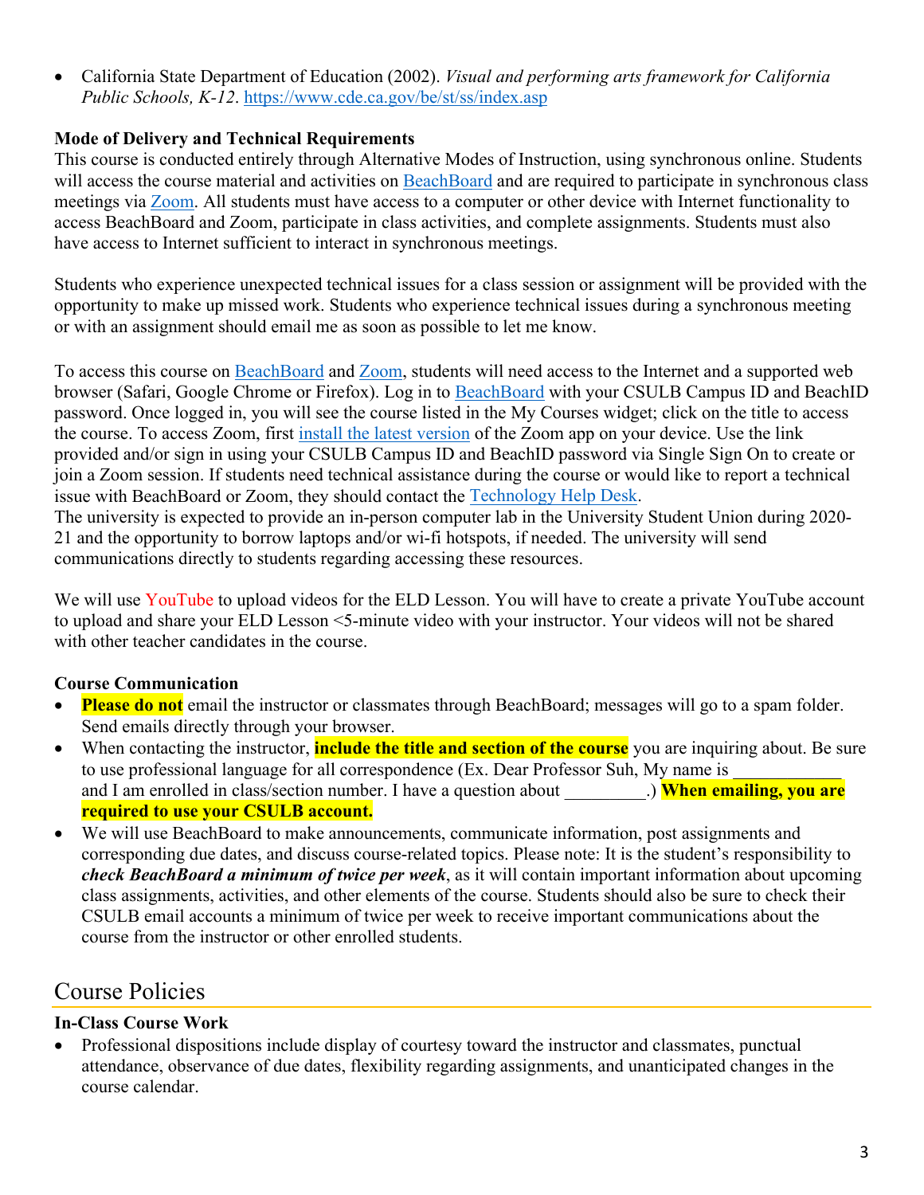- California State Department of Education (2002). *Visual and performing arts framework for California Public Schools, K-12*. https://www.cde.ca.gov/be/st/ss/index.asp

**Mode of Delivery and Technical Requirements**

This course is conducted entirely through Alternative Modes of Instruction, using synchronous online. Students will access the course material and activities on BeachBoard and are required to participate in synchronous class meetings via Zoom. All students must have access to a computer or other device with Internet functionality to access BeachBoard and Zoom, participate in class activities, and complete assignments. Students must also have access to Internet sufficient to interact in synchronous meetings.

Students who experience unexpected technical issues for a class session or assignment will be provided with the opportunity to make up missed work. Students who experience technical issues during a synchronous meeting or with an assignment should email me as soon as possible to let me know.

To access this course on BeachBoard and Zoom, students will need access to the Internet and a supported web browser (Safari, Google Chrome or Firefox). Log in to BeachBoard with your CSULB Campus ID and BeachID password. Once logged in, you will see the course listed in the My Courses widget; click on the title to access the course. To access Zoom, first install the latest version of the Zoom app on your device. Use the link provided and/or sign in using your CSULB Campus ID and BeachID password via Single Sign On to create or join a Zoom session. If students need technical assistance during the course or would like to report a technical issue with BeachBoard or Zoom, they should contact the Technology Help Desk.
The university is expected to provide an in-person computer lab in the University Student Union during 2020-21 and the opportunity to borrow laptops and/or wi-fi hotspots, if needed. The university will send communications directly to students regarding accessing these resources.

We will use YouTube to upload videos for the ELD Lesson. You will have to create a private YouTube account to upload and share your ELD Lesson <5-minute video with your instructor. Your videos will not be shared with other teacher candidates in the course.

**Course Communication**

- **Please do not** email the instructor or classmates through BeachBoard; messages will go to a spam folder. Send emails directly through your browser.
- When contacting the instructor, **include the title and section of the course** you are inquiring about. Be sure to use professional language for all correspondence (Ex. Dear Professor Suh, My name is ____________ and I am enrolled in class/section number. I have a question about _________.) **When emailing, you are required to use your CSULB account.**
- We will use BeachBoard to make announcements, communicate information, post assignments and corresponding due dates, and discuss course-related topics. Please note: It is the student's responsibility to ***check BeachBoard a minimum of twice per week***, as it will contain important information about upcoming class assignments, activities, and other elements of the course. Students should also be sure to check their CSULB email accounts a minimum of twice per week to receive important communications about the course from the instructor or other enrolled students.

## Course Policies

**In-Class Course Work**

- Professional dispositions include display of courtesy toward the instructor and classmates, punctual attendance, observance of due dates, flexibility regarding assignments, and unanticipated changes in the course calendar.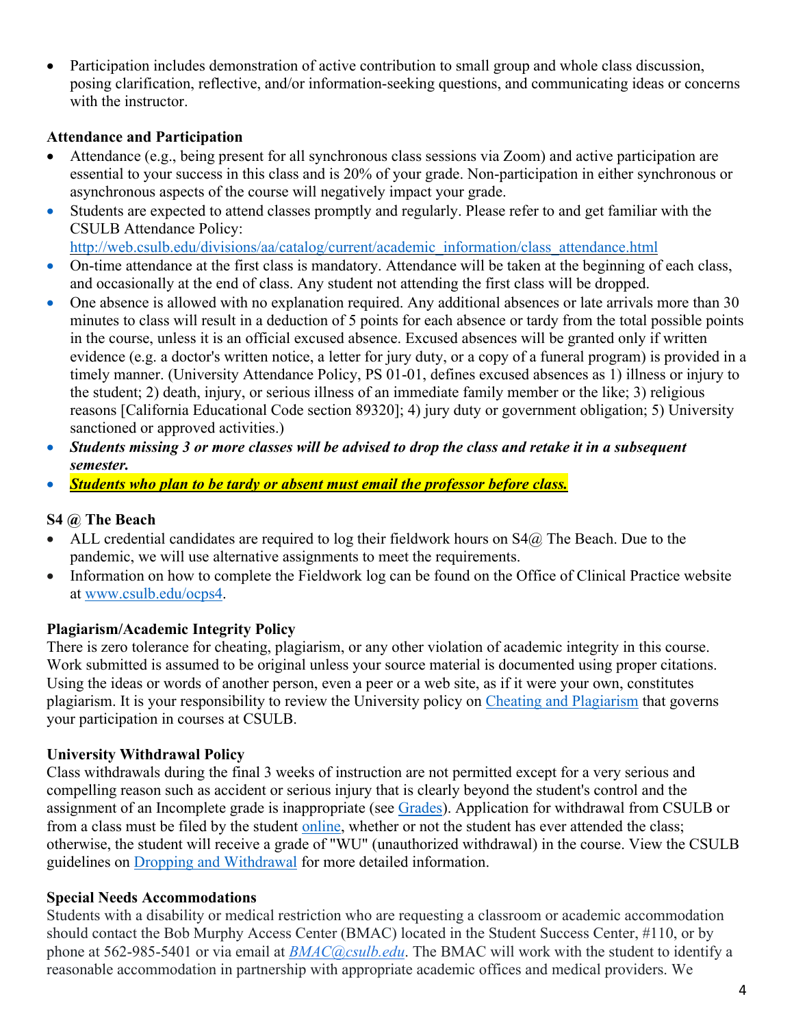- Participation includes demonstration of active contribution to small group and whole class discussion, posing clarification, reflective, and/or information-seeking questions, and communicating ideas or concerns with the instructor.

**Attendance and Participation**

- Attendance (e.g., being present for all synchronous class sessions via Zoom) and active participation are essential to your success in this class and is 20% of your grade. Non-participation in either synchronous or asynchronous aspects of the course will negatively impact your grade.
- Students are expected to attend classes promptly and regularly. Please refer to and get familiar with the CSULB Attendance Policy: [http://web.csulb.edu/divisions/aa/catalog/current/academic_information/class_attendance.html](http://web.csulb.edu/divisions/aa/catalog/current/academic_information/class_attendance.html)
- On-time attendance at the first class is mandatory. Attendance will be taken at the beginning of each class, and occasionally at the end of class. Any student not attending the first class will be dropped.
- One absence is allowed with no explanation required. Any additional absences or late arrivals more than 30 minutes to class will result in a deduction of 5 points for each absence or tardy from the total possible points in the course, unless it is an official excused absence. Excused absences will be granted only if written evidence (e.g. a doctor's written notice, a letter for jury duty, or a copy of a funeral program) is provided in a timely manner. (University Attendance Policy, PS 01-01, defines excused absences as 1) illness or injury to the student; 2) death, injury, or serious illness of an immediate family member or the like; 3) religious reasons [California Educational Code section 89320]; 4) jury duty or government obligation; 5) University sanctioned or approved activities.)
- ***Students missing 3 or more classes will be advised to drop the class and retake it in a subsequent semester.***
- ***Students who plan to be tardy or absent must email the professor before class.***

**S4 @ The Beach**

- ALL credential candidates are required to log their fieldwork hours on S4@ The Beach. Due to the pandemic, we will use alternative assignments to meet the requirements.
- Information on how to complete the Fieldwork log can be found on the Office of Clinical Practice website at [www.csulb.edu/ocps4](www.csulb.edu/ocps4).

**Plagiarism/Academic Integrity Policy**

There is zero tolerance for cheating, plagiarism, or any other violation of academic integrity in this course. Work submitted is assumed to be original unless your source material is documented using proper citations. Using the ideas or words of another person, even a peer or a web site, as if it were your own, constitutes plagiarism. It is your responsibility to review the University policy on Cheating and Plagiarism that governs your participation in courses at CSULB.

**University Withdrawal Policy**

Class withdrawals during the final 3 weeks of instruction are not permitted except for a very serious and compelling reason such as accident or serious injury that is clearly beyond the student's control and the assignment of an Incomplete grade is inappropriate (see Grades). Application for withdrawal from CSULB or from a class must be filed by the student online, whether or not the student has ever attended the class; otherwise, the student will receive a grade of "WU" (unauthorized withdrawal) in the course. View the CSULB guidelines on Dropping and Withdrawal for more detailed information.

**Special Needs Accommodations**

Students with a disability or medical restriction who are requesting a classroom or academic accommodation should contact the Bob Murphy Access Center (BMAC) located in the Student Success Center, #110, or by phone at 562-985-5401 or via email at *BMAC@csulb.edu*. The BMAC will work with the student to identify a reasonable accommodation in partnership with appropriate academic offices and medical providers. We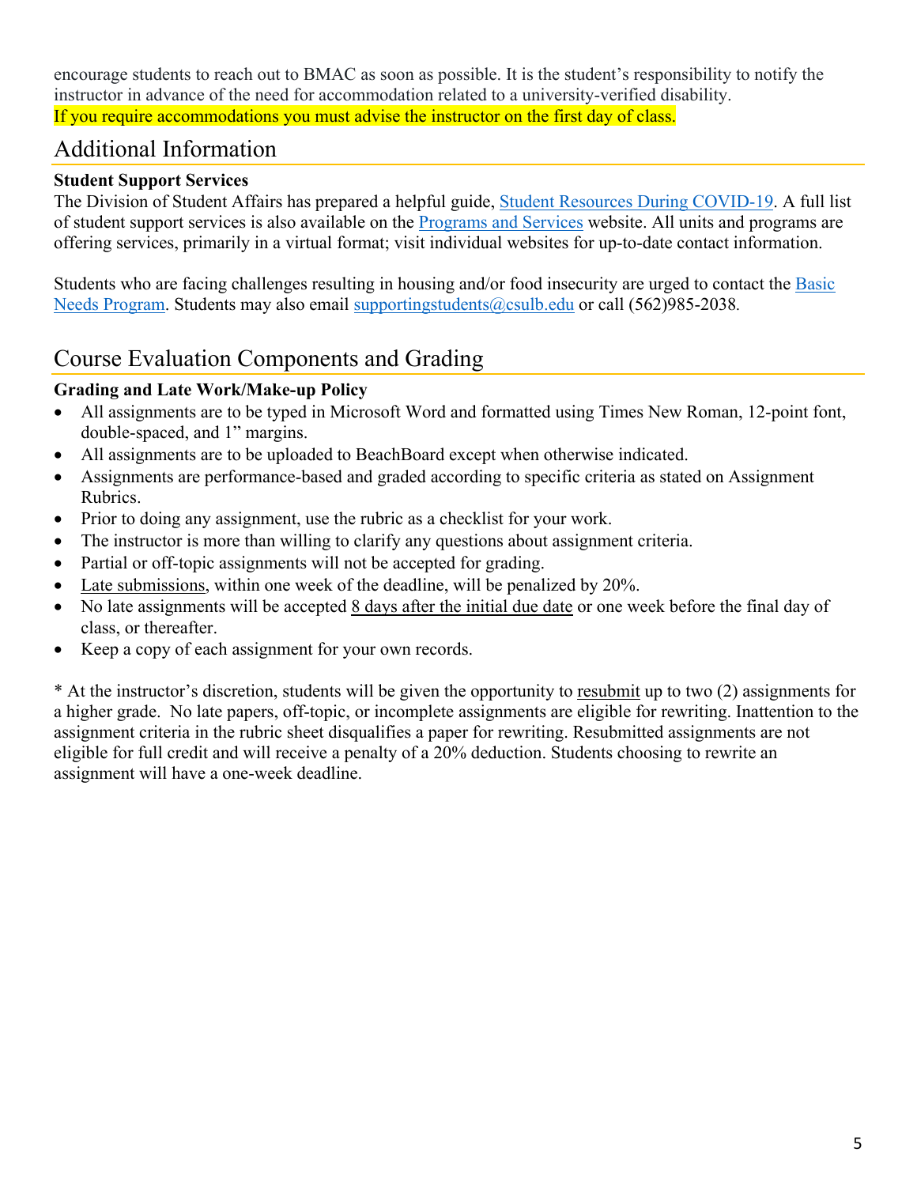encourage students to reach out to BMAC as soon as possible. It is the student's responsibility to notify the instructor in advance of the need for accommodation related to a university-verified disability.
If you require accommodations you must advise the instructor on the first day of class.

## Additional Information

**Student Support Services**
The Division of Student Affairs has prepared a helpful guide, Student Resources During COVID-19. A full list of student support services is also available on the Programs and Services website. All units and programs are offering services, primarily in a virtual format; visit individual websites for up-to-date contact information.

Students who are facing challenges resulting in housing and/or food insecurity are urged to contact the Basic Needs Program. Students may also email supportingstudents@csulb.edu or call (562)985-2038.

## Course Evaluation Components and Grading

**Grading and Late Work/Make-up Policy**

- All assignments are to be typed in Microsoft Word and formatted using Times New Roman, 12-point font, double-spaced, and 1" margins.
- All assignments are to be uploaded to BeachBoard except when otherwise indicated.
- Assignments are performance-based and graded according to specific criteria as stated on Assignment Rubrics.
- Prior to doing any assignment, use the rubric as a checklist for your work.
- The instructor is more than willing to clarify any questions about assignment criteria.
- Partial or off-topic assignments will not be accepted for grading.
- Late submissions, within one week of the deadline, will be penalized by 20%.
- No late assignments will be accepted 8 days after the initial due date or one week before the final day of class, or thereafter.
- Keep a copy of each assignment for your own records.

* At the instructor's discretion, students will be given the opportunity to resubmit up to two (2) assignments for a higher grade. No late papers, off-topic, or incomplete assignments are eligible for rewriting. Inattention to the assignment criteria in the rubric sheet disqualifies a paper for rewriting. Resubmitted assignments are not eligible for full credit and will receive a penalty of a 20% deduction. Students choosing to rewrite an assignment will have a one-week deadline.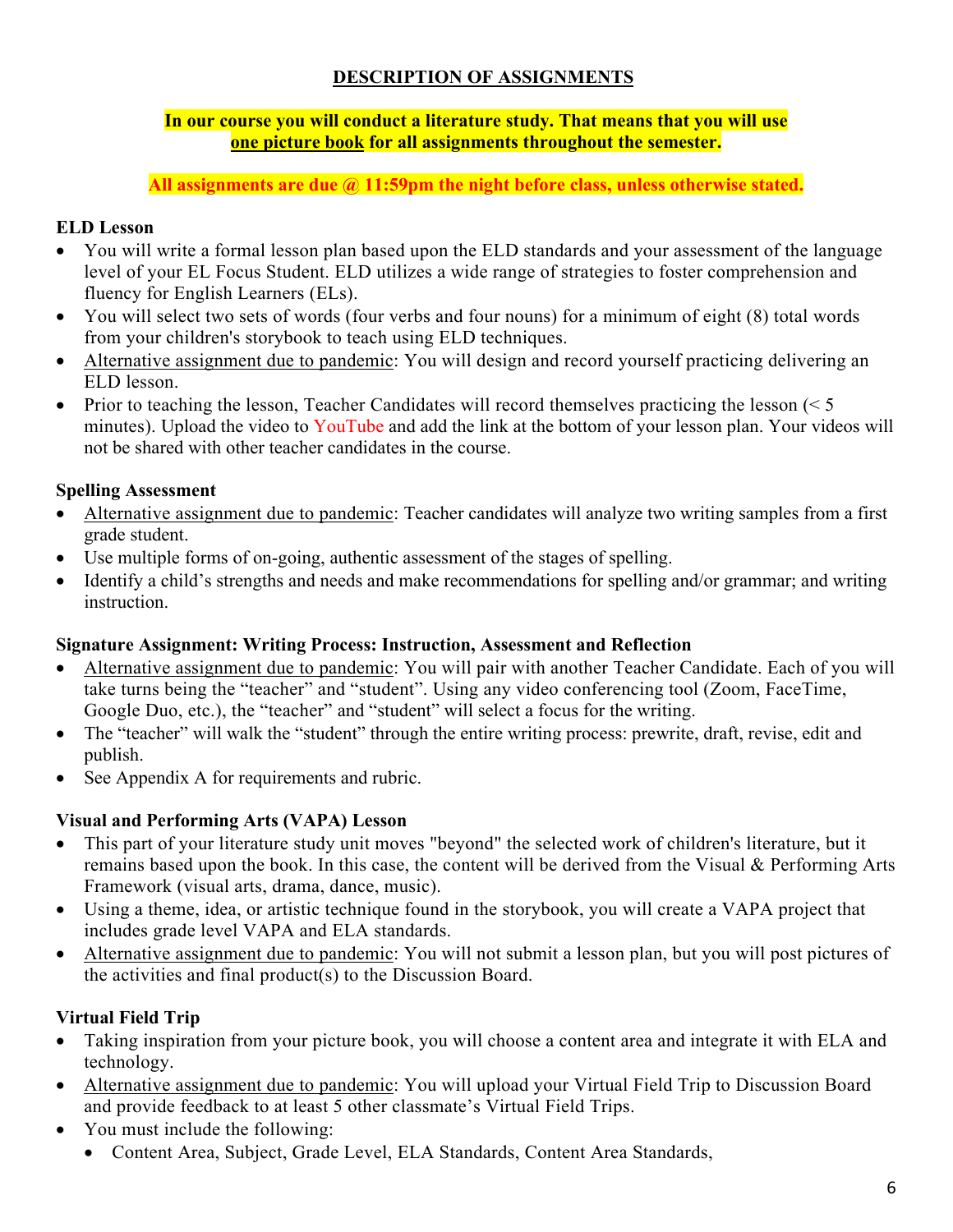## DESCRIPTION OF ASSIGNMENTS

**In our course you will conduct a literature study. That means that you will use one picture book for all assignments throughout the semester.**

**All assignments are due @ 11:59pm the night before class, unless otherwise stated.**

### ELD Lesson

- You will write a formal lesson plan based upon the ELD standards and your assessment of the language level of your EL Focus Student. ELD utilizes a wide range of strategies to foster comprehension and fluency for English Learners (ELs).
- You will select two sets of words (four verbs and four nouns) for a minimum of eight (8) total words from your children's storybook to teach using ELD techniques.
- Alternative assignment due to pandemic: You will design and record yourself practicing delivering an ELD lesson.
- Prior to teaching the lesson, Teacher Candidates will record themselves practicing the lesson (< 5 minutes). Upload the video to YouTube and add the link at the bottom of your lesson plan. Your videos will not be shared with other teacher candidates in the course.

### Spelling Assessment

- Alternative assignment due to pandemic: Teacher candidates will analyze two writing samples from a first grade student.
- Use multiple forms of on-going, authentic assessment of the stages of spelling.
- Identify a child's strengths and needs and make recommendations for spelling and/or grammar; and writing instruction.

### Signature Assignment: Writing Process: Instruction, Assessment and Reflection

- Alternative assignment due to pandemic: You will pair with another Teacher Candidate. Each of you will take turns being the "teacher" and "student". Using any video conferencing tool (Zoom, FaceTime, Google Duo, etc.), the "teacher" and "student" will select a focus for the writing.
- The "teacher" will walk the "student" through the entire writing process: prewrite, draft, revise, edit and publish.
- See Appendix A for requirements and rubric.

### Visual and Performing Arts (VAPA) Lesson

- This part of your literature study unit moves "beyond" the selected work of children's literature, but it remains based upon the book. In this case, the content will be derived from the Visual & Performing Arts Framework (visual arts, drama, dance, music).
- Using a theme, idea, or artistic technique found in the storybook, you will create a VAPA project that includes grade level VAPA and ELA standards.
- Alternative assignment due to pandemic: You will not submit a lesson plan, but you will post pictures of the activities and final product(s) to the Discussion Board.

### Virtual Field Trip

- Taking inspiration from your picture book, you will choose a content area and integrate it with ELA and technology.
- Alternative assignment due to pandemic: You will upload your Virtual Field Trip to Discussion Board and provide feedback to at least 5 other classmate's Virtual Field Trips.
- You must include the following:
  - Content Area, Subject, Grade Level, ELA Standards, Content Area Standards,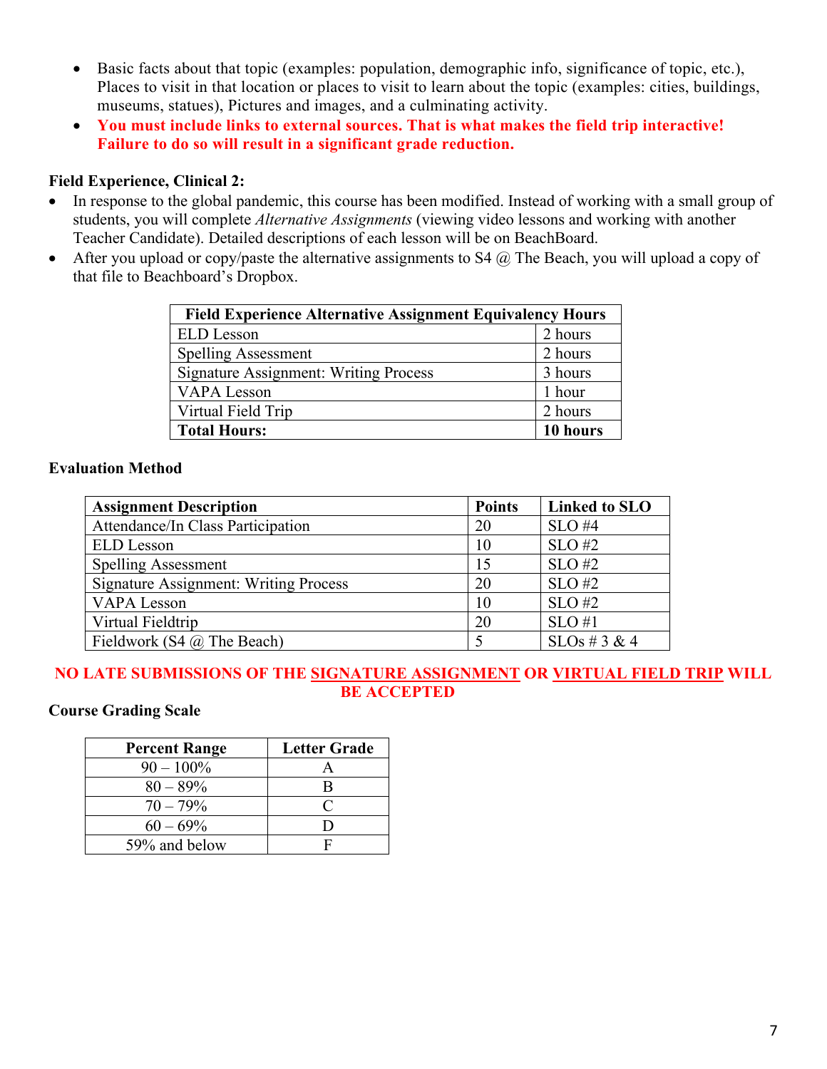- Basic facts about that topic (examples: population, demographic info, significance of topic, etc.), Places to visit in that location or places to visit to learn about the topic (examples: cities, buildings, museums, statues), Pictures and images, and a culminating activity.
- **You must include links to external sources. That is what makes the field trip interactive! Failure to do so will result in a significant grade reduction.**

**Field Experience, Clinical 2:**

- In response to the global pandemic, this course has been modified. Instead of working with a small group of students, you will complete *Alternative Assignments* (viewing video lessons and working with another Teacher Candidate). Detailed descriptions of each lesson will be on BeachBoard.
- After you upload or copy/paste the alternative assignments to S4 @ The Beach, you will upload a copy of that file to Beachboard's Dropbox.

| Field Experience Alternative Assignment Equivalency Hours | |
|---|---|
| ELD Lesson | 2 hours |
| Spelling Assessment | 2 hours |
| Signature Assignment: Writing Process | 3 hours |
| VAPA Lesson | 1 hour |
| Virtual Field Trip | 2 hours |
| **Total Hours:** | **10 hours** |

### Evaluation Method

| Assignment Description | Points | Linked to SLO |
|---|---|---|
| Attendance/In Class Participation | 20 | SLO #4 |
| ELD Lesson | 10 | SLO #2 |
| Spelling Assessment | 15 | SLO #2 |
| Signature Assignment: Writing Process | 20 | SLO #2 |
| VAPA Lesson | 10 | SLO #2 |
| Virtual Fieldtrip | 20 | SLO #1 |
| Fieldwork (S4 @ The Beach) | 5 | SLOs # 3 & 4 |

**NO LATE SUBMISSIONS OF THE SIGNATURE ASSIGNMENT OR VIRTUAL FIELD TRIP WILL BE ACCEPTED**

### Course Grading Scale

| Percent Range | Letter Grade |
|---|---|
| 90 – 100% | A |
| 80 – 89% | B |
| 70 – 79% | C |
| 60 – 69% | D |
| 59% and below | F |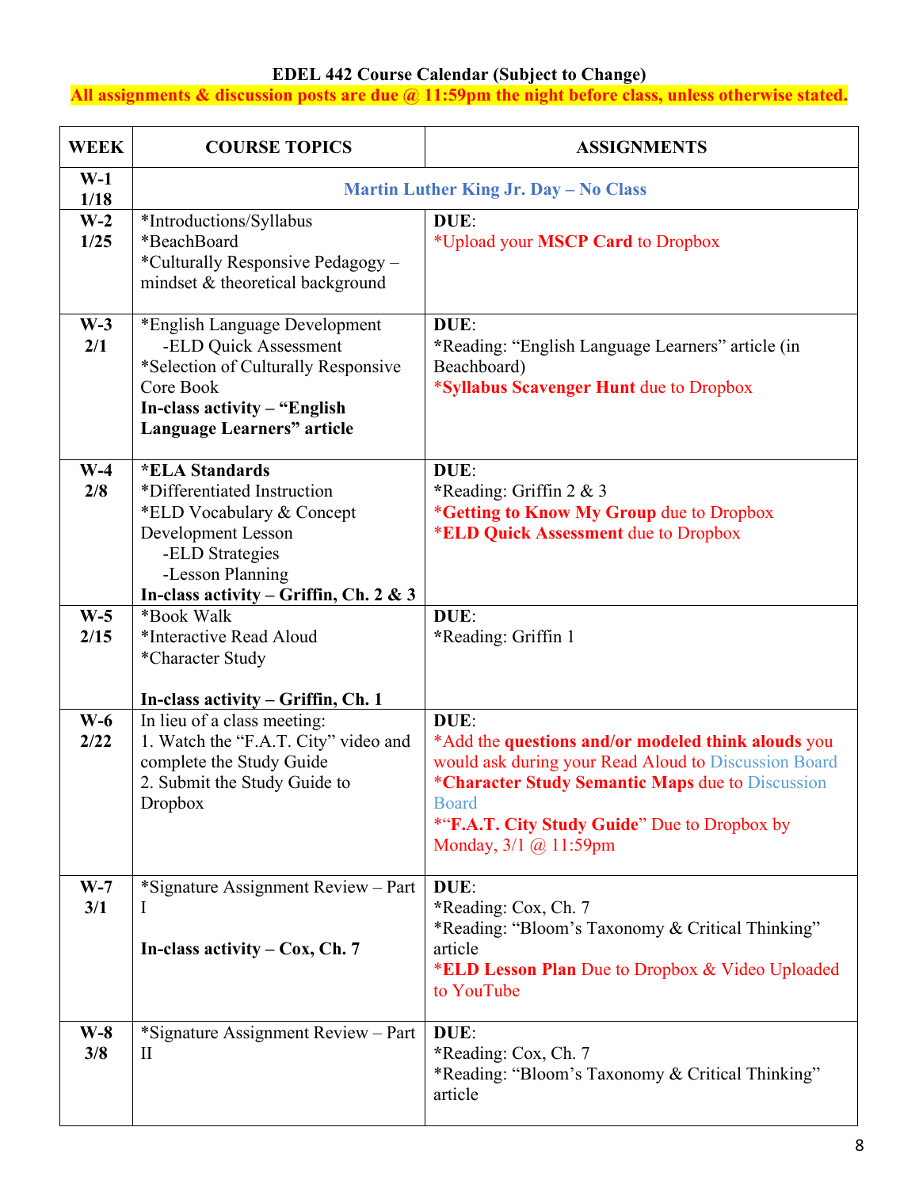**EDEL 442 Course Calendar (Subject to Change)**

**All assignments & discussion posts are due @ 11:59pm the night before class, unless otherwise stated.**

| WEEK | COURSE TOPICS | ASSIGNMENTS |
|---|---|---|
| **W-1 1/18** | Martin Luther King Jr. Day – No Class | |
| **W-2 1/25** | *Introductions/Syllabus<br>*BeachBoard<br>*Culturally Responsive Pedagogy – mindset & theoretical background | **DUE**:<br>*Upload your **MSCP Card** to Dropbox |
| **W-3 2/1** | *English Language Development<br>-ELD Quick Assessment<br>*Selection of Culturally Responsive Core Book<br>**In-class activity – "English Language Learners" article** | **DUE**:<br>*Reading: "English Language Learners" article (in Beachboard)<br>***Syllabus Scavenger Hunt** due to Dropbox |
| **W-4 2/8** | ***ELA Standards**<br>*Differentiated Instruction<br>*ELD Vocabulary & Concept Development Lesson<br>-ELD Strategies<br>-Lesson Planning<br>**In-class activity – Griffin, Ch. 2 & 3** | **DUE**:<br>*Reading: Griffin 2 & 3<br>***Getting to Know My Group** due to Dropbox<br>***ELD Quick Assessment** due to Dropbox |
| **W-5 2/15** | *Book Walk<br>*Interactive Read Aloud<br>*Character Study<br><br>**In-class activity – Griffin, Ch. 1** | **DUE**:<br>*Reading: Griffin 1 |
| **W-6 2/22** | In lieu of a class meeting:<br>1. Watch the "F.A.T. City" video and complete the Study Guide<br>2. Submit the Study Guide to Dropbox | **DUE**:<br>*Add the **questions and/or modeled think alouds** you would ask during your Read Aloud to Discussion Board<br>***Character Study Semantic Maps** due to Discussion Board<br>*"**F.A.T. City Study Guide**" Due to Dropbox by Monday, 3/1 @ 11:59pm |
| **W-7 3/1** | *Signature Assignment Review – Part I<br><br>**In-class activity – Cox, Ch. 7** | **DUE**:<br>*Reading: Cox, Ch. 7<br>*Reading: "Bloom's Taxonomy & Critical Thinking" article<br>***ELD Lesson Plan** Due to Dropbox & Video Uploaded to YouTube |
| **W-8 3/8** | *Signature Assignment Review – Part II | **DUE**:<br>*Reading: Cox, Ch. 7<br>*Reading: "Bloom's Taxonomy & Critical Thinking" article |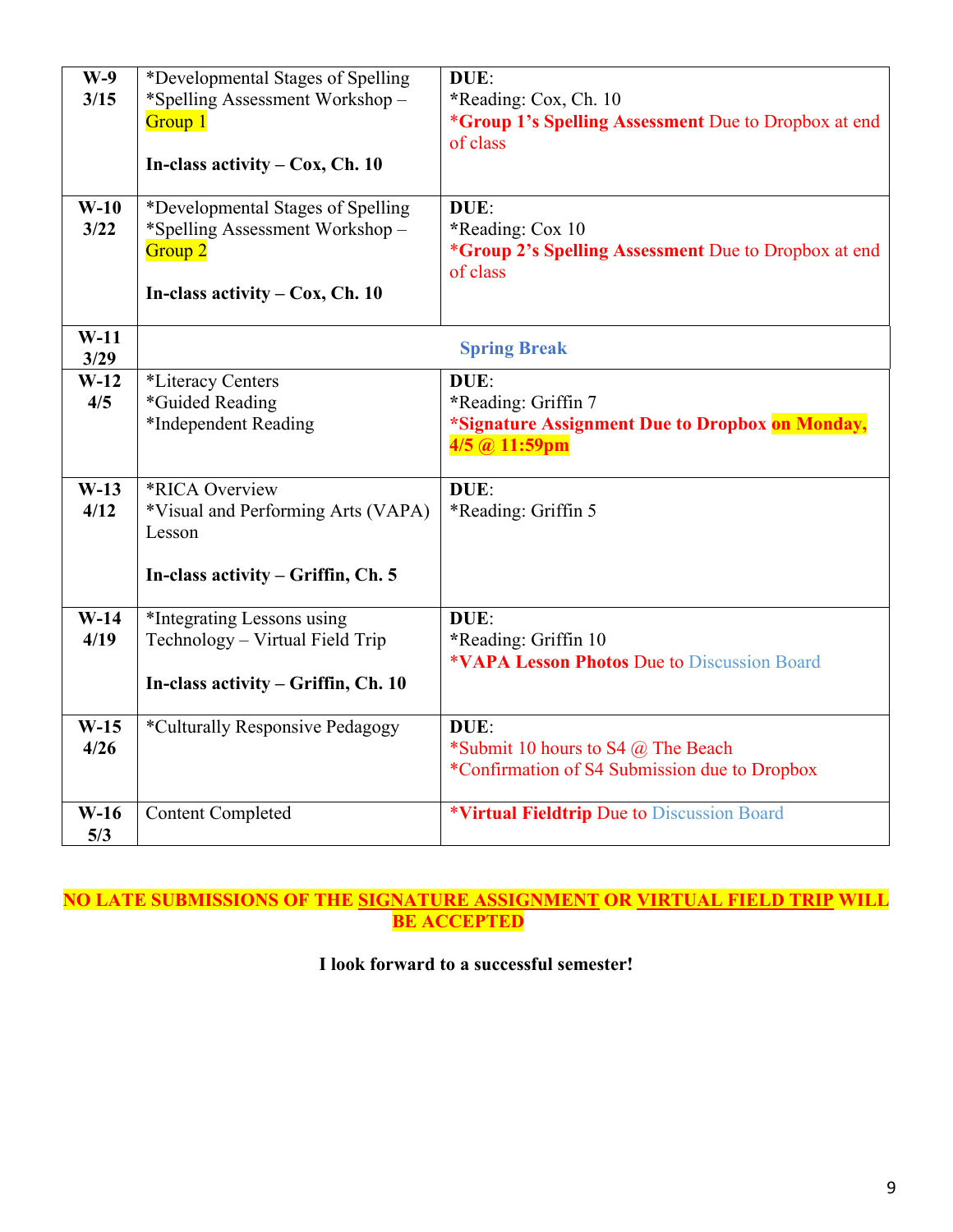| **W-9 3/15** | *Developmental Stages of Spelling<br>*Spelling Assessment Workshop – Group 1<br><br>**In-class activity – Cox, Ch. 10** | **DUE**:<br>*Reading: Cox, Ch. 10<br>***Group 1's Spelling Assessment** Due to Dropbox at end of class |
|---|---|---|
| **W-10 3/22** | *Developmental Stages of Spelling<br>*Spelling Assessment Workshop – Group 2<br><br>**In-class activity – Cox, Ch. 10** | **DUE**:<br>*Reading: Cox 10<br>***Group 2's Spelling Assessment** Due to Dropbox at end of class |
| **W-11 3/29** | **Spring Break** | |
| **W-12 4/5** | *Literacy Centers<br>*Guided Reading<br>*Independent Reading | **DUE**:<br>*Reading: Griffin 7<br>***Signature Assignment Due to Dropbox on Monday, 4/5 @ 11:59pm** |
| **W-13 4/12** | *RICA Overview<br>*Visual and Performing Arts (VAPA) Lesson<br><br>**In-class activity – Griffin, Ch. 5** | **DUE**:<br>*Reading: Griffin 5 |
| **W-14 4/19** | *Integrating Lessons using Technology – Virtual Field Trip<br><br>**In-class activity – Griffin, Ch. 10** | **DUE**:<br>*Reading: Griffin 10<br>***VAPA Lesson Photos** Due to Discussion Board |
| **W-15 4/26** | *Culturally Responsive Pedagogy | **DUE**:<br>*Submit 10 hours to S4 @ The Beach<br>*Confirmation of S4 Submission due to Dropbox |
| **W-16 5/3** | Content Completed | ***Virtual Fieldtrip** Due to Discussion Board |

**NO LATE SUBMISSIONS OF THE SIGNATURE ASSIGNMENT OR VIRTUAL FIELD TRIP WILL BE ACCEPTED**

**I look forward to a successful semester!**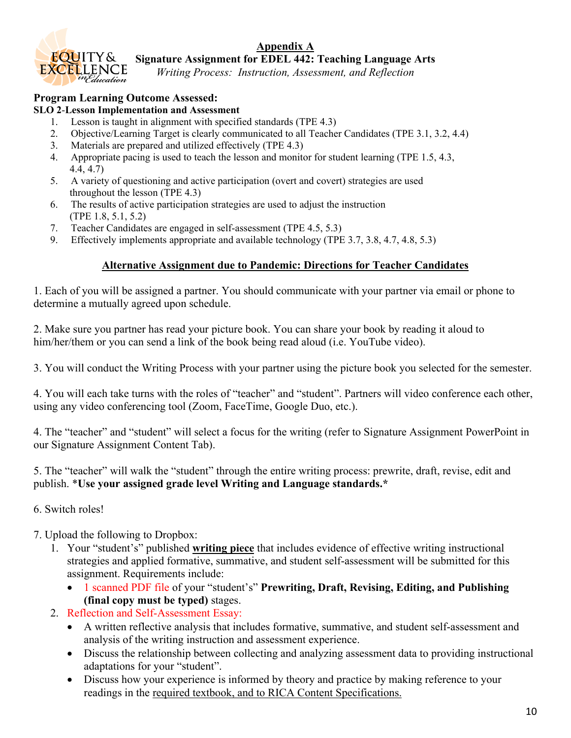# Appendix A

## Signature Assignment for EDEL 442: Teaching Language Arts

*Writing Process: Instruction, Assessment, and Reflection*

**Program Learning Outcome Assessed:**

**SLO 2-Lesson Implementation and Assessment**

1. Lesson is taught in alignment with specified standards (TPE 4.3)
2. Objective/Learning Target is clearly communicated to all Teacher Candidates (TPE 3.1, 3.2, 4.4)
3. Materials are prepared and utilized effectively (TPE 4.3)
4. Appropriate pacing is used to teach the lesson and monitor for student learning (TPE 1.5, 4.3, 4.4, 4.7)
5. A variety of questioning and active participation (overt and covert) strategies are used throughout the lesson (TPE 4.3)
6. The results of active participation strategies are used to adjust the instruction (TPE 1.8, 5.1, 5.2)
7. Teacher Candidates are engaged in self-assessment (TPE 4.5, 5.3)
9. Effectively implements appropriate and available technology (TPE 3.7, 3.8, 4.7, 4.8, 5.3)

### Alternative Assignment due to Pandemic: Directions for Teacher Candidates

1. Each of you will be assigned a partner. You should communicate with your partner via email or phone to determine a mutually agreed upon schedule.

2. Make sure you partner has read your picture book. You can share your book by reading it aloud to him/her/them or you can send a link of the book being read aloud (i.e. YouTube video).

3. You will conduct the Writing Process with your partner using the picture book you selected for the semester.

4. You will each take turns with the roles of "teacher" and "student". Partners will video conference each other, using any video conferencing tool (Zoom, FaceTime, Google Duo, etc.).

4. The "teacher" and "student" will select a focus for the writing (refer to Signature Assignment PowerPoint in our Signature Assignment Content Tab).

5. The "teacher" will walk the "student" through the entire writing process: prewrite, draft, revise, edit and publish. ***Use your assigned grade level Writing and Language standards.***

6. Switch roles!

7. Upload the following to Dropbox:
   1. Your "student's" published **writing piece** that includes evidence of effective writing instructional strategies and applied formative, summative, and student self-assessment will be submitted for this assignment. Requirements include:
      - 1 scanned PDF file of your "student's" **Prewriting, Draft, Revising, Editing, and Publishing (final copy must be typed)** stages.
   2. Reflection and Self-Assessment Essay:
      - A written reflective analysis that includes formative, summative, and student self-assessment and analysis of the writing instruction and assessment experience.
      - Discuss the relationship between collecting and analyzing assessment data to providing instructional adaptations for your "student".
      - Discuss how your experience is informed by theory and practice by making reference to your readings in the required textbook, and to RICA Content Specifications.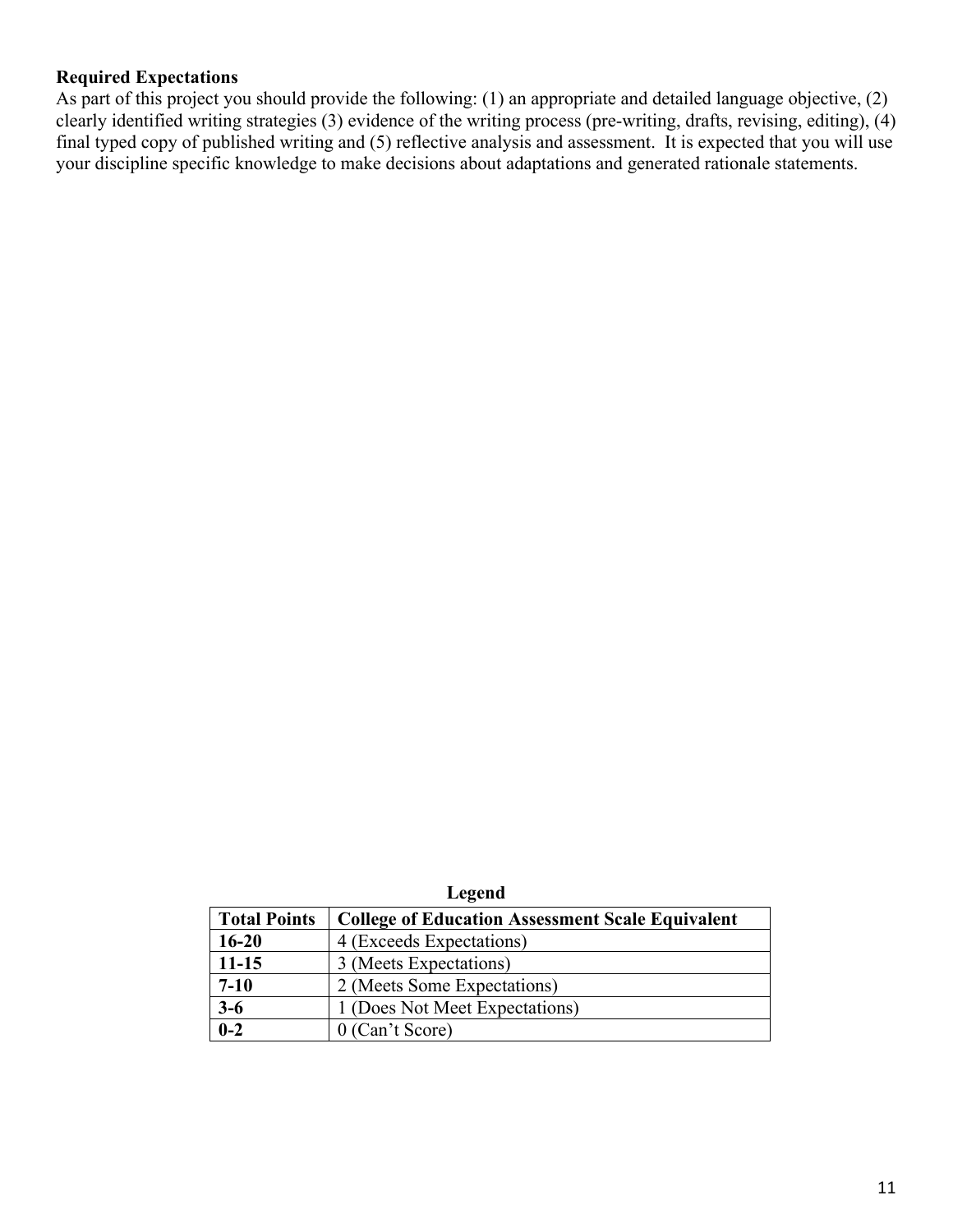**Required Expectations**

As part of this project you should provide the following: (1) an appropriate and detailed language objective, (2) clearly identified writing strategies (3) evidence of the writing process (pre-writing, drafts, revising, editing), (4) final typed copy of published writing and (5) reflective analysis and assessment. It is expected that you will use your discipline specific knowledge to make decisions about adaptations and generated rationale statements.

**Legend**

| Total Points | College of Education Assessment Scale Equivalent |
|---|---|
| **16-20** | 4 (Exceeds Expectations) |
| **11-15** | 3 (Meets Expectations) |
| **7-10** | 2 (Meets Some Expectations) |
| **3-6** | 1 (Does Not Meet Expectations) |
| **0-2** | 0 (Can't Score) |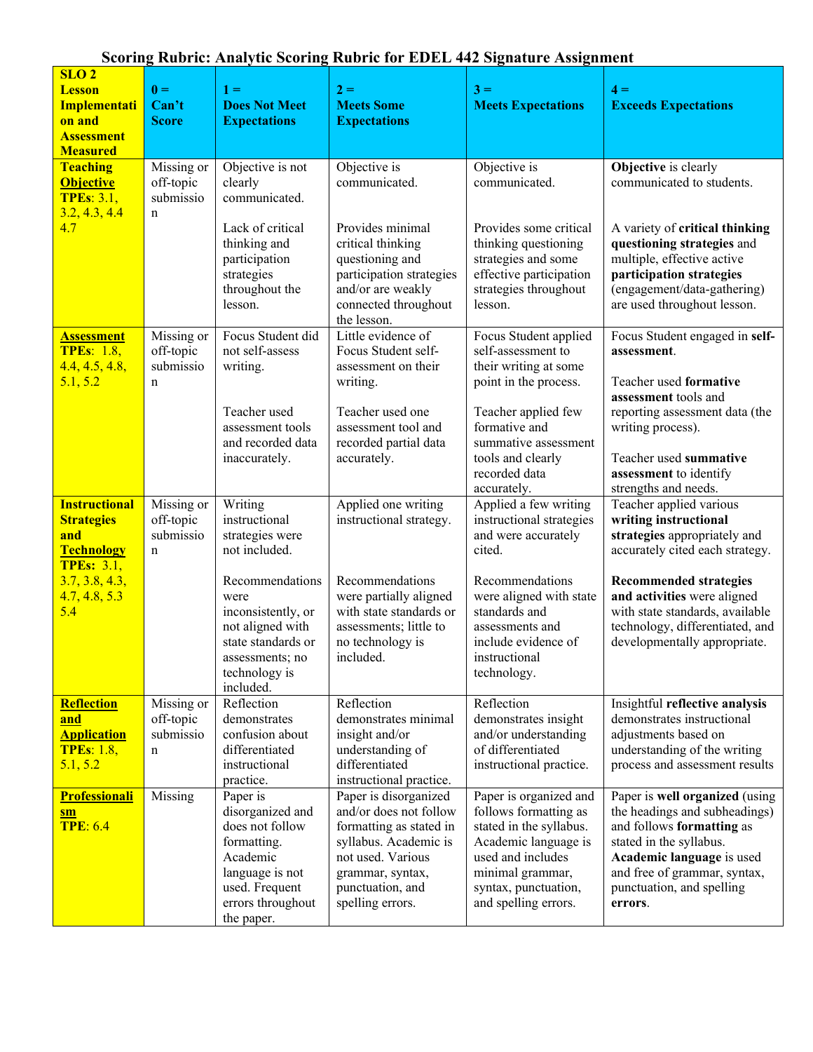# Scoring Rubric: Analytic Scoring Rubric for EDEL 442 Signature Assignment

| **SLO 2 Lesson Implementation and Assessment Measured** | **0 = Can't Score** | **1 = Does Not Meet Expectations** | **2 = Meets Some Expectations** | **3 = Meets Expectations** | **4 = Exceeds Expectations** |
|---|---|---|---|---|---|
| **Teaching Objective** **TPEs**: 3.1, 3.2, 4.3, 4.4 4.7 | Missing or off-topic submission | Objective is not clearly communicated. Lack of critical thinking and participation strategies throughout the lesson. | Objective is communicated. Provides minimal critical thinking questioning and participation strategies and/or are weakly connected throughout the lesson. | Objective is communicated. Provides some critical thinking questioning strategies and some effective participation strategies throughout lesson. | **Objective** is clearly communicated to students. A variety of **critical thinking questioning strategies** and multiple, effective active **participation strategies** (engagement/data-gathering) are used throughout lesson. |
| **Assessment** **TPEs**: 1.8, 4.4, 4.5, 4.8, 5.1, 5.2 | Missing or off-topic submission | Focus Student did not self-assess writing. Teacher used assessment tools and recorded data inaccurately. | Little evidence of Focus Student self-assessment on their writing. Teacher used one assessment tool and recorded partial data accurately. | Focus Student applied self-assessment to their writing at some point in the process. Teacher applied few formative and summative assessment tools and clearly recorded data accurately. | Focus Student engaged in **self-assessment**. Teacher used **formative assessment** tools and reporting assessment data (the writing process). Teacher used **summative assessment** to identify strengths and needs. |
| **Instructional Strategies and Technology** **TPEs**: 3.1, 3.7, 3.8, 4.3, 4.7, 4.8, 5.3 5.4 | Missing or off-topic submission | Writing instructional strategies were not included. Recommendations were inconsistently, or not aligned with state standards or assessments; no technology is included. | Applied one writing instructional strategy. Recommendations were partially aligned with state standards or assessments; little to no technology is included. | Applied a few writing instructional strategies and were accurately cited. Recommendations were aligned with state standards and assessments and include evidence of instructional technology. | Teacher applied various **writing instructional strategies** appropriately and accurately cited each strategy. **Recommended strategies and activities** were aligned with state standards, available technology, differentiated, and developmentally appropriate. |
| **Reflection and Application** **TPEs**: 1.8, 5.1, 5.2 | Missing or off-topic submission | Reflection demonstrates confusion about differentiated instructional practice. | Reflection demonstrates minimal insight and/or understanding of differentiated instructional practice. | Reflection demonstrates insight and/or understanding of differentiated instructional practice. | Insightful **reflective analysis** demonstrates instructional adjustments based on understanding of the writing process and assessment results |
| **Professionalism** **TPE**: 6.4 | Missing | Paper is disorganized and does not follow formatting. Academic language is not used. Frequent errors throughout the paper. | Paper is disorganized and/or does not follow formatting as stated in syllabus. Academic is not used. Various grammar, syntax, punctuation, and spelling errors. | Paper is organized and follows formatting as stated in the syllabus. Academic language is used and includes minimal grammar, syntax, punctuation, and spelling errors. | Paper is **well organized** (using the headings and subheadings) and follows **formatting** as stated in the syllabus. **Academic language** is used and free of grammar, syntax, punctuation, and spelling **errors**. |